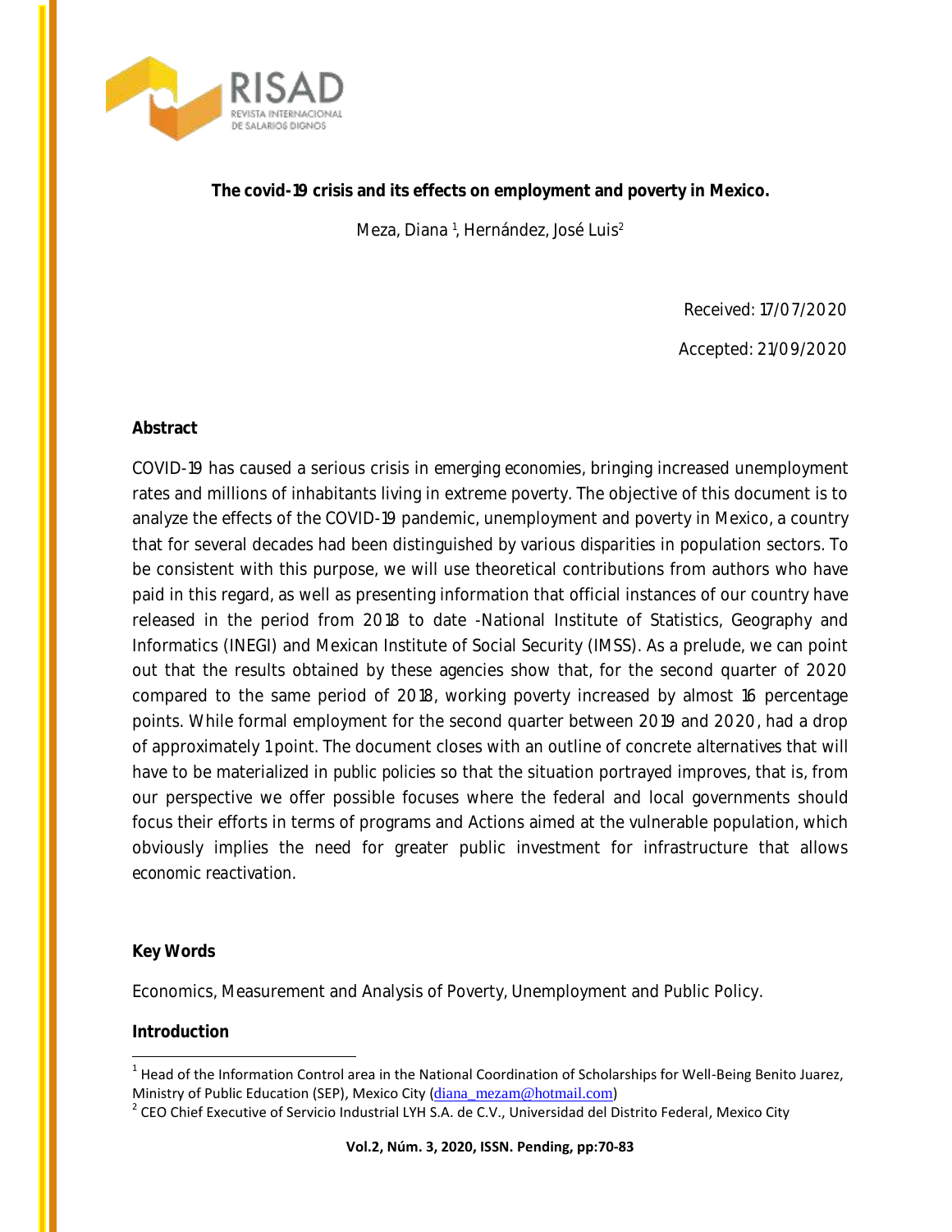# The covid-19 crisis and its effects on employment and poverty in Mexico.

Meza, Diana [1], Hernández, José Luis[2]

Received: 17/07/2020

Accepted: 21/09/2020

## Abstract

COVID-19 has caused a serious crisis in emerging economies, bringing increased unemployment rates and millions of inhabitants living in extreme poverty. The objective of this document is to analyze the effects of the COVID-19 pandemic, unemployment and poverty in Mexico, a country that for several decades had been distinguished by various disparities in population sectors. To be consistent with this purpose, we will use theoretical contributions from authors who have paid in this regard, as well as presenting information that official instances of our country have released in the period from 2018 to date -National Institute of Statistics, Geography and Informatics (INEGI) and Mexican Institute of Social Security (IMSS). As a prelude, we can point out that the results obtained by these agencies show that, for the second quarter of 2020 compared to the same period of 2018, working poverty increased by almost 16 percentage points. While formal employment for the second quarter between 2019 and 2020, had a drop of approximately 1 point. The document closes with an outline of concrete alternatives that will have to be materialized in public policies so that the situation portrayed improves, that is, from our perspective we offer possible focuses where the federal and local governments should focus their efforts in terms of programs and Actions aimed at the vulnerable population, which obviously implies the need for greater public investment for infrastructure that allows economic reactivation.

## Key Words

Economics, Measurement and Analysis of Poverty, Unemployment and Public Policy.

## Introduction

[1] Head of the Information Control area in the National Coordination of Scholarships for Well-Being Benito Juarez, Ministry of Public Education (SEP), Mexico City (diana_mezam@hotmail.com)

[2] CEO Chief Executive of Servicio Industrial LYH S.A. de C.V., Universidad del Distrito Federal, Mexico City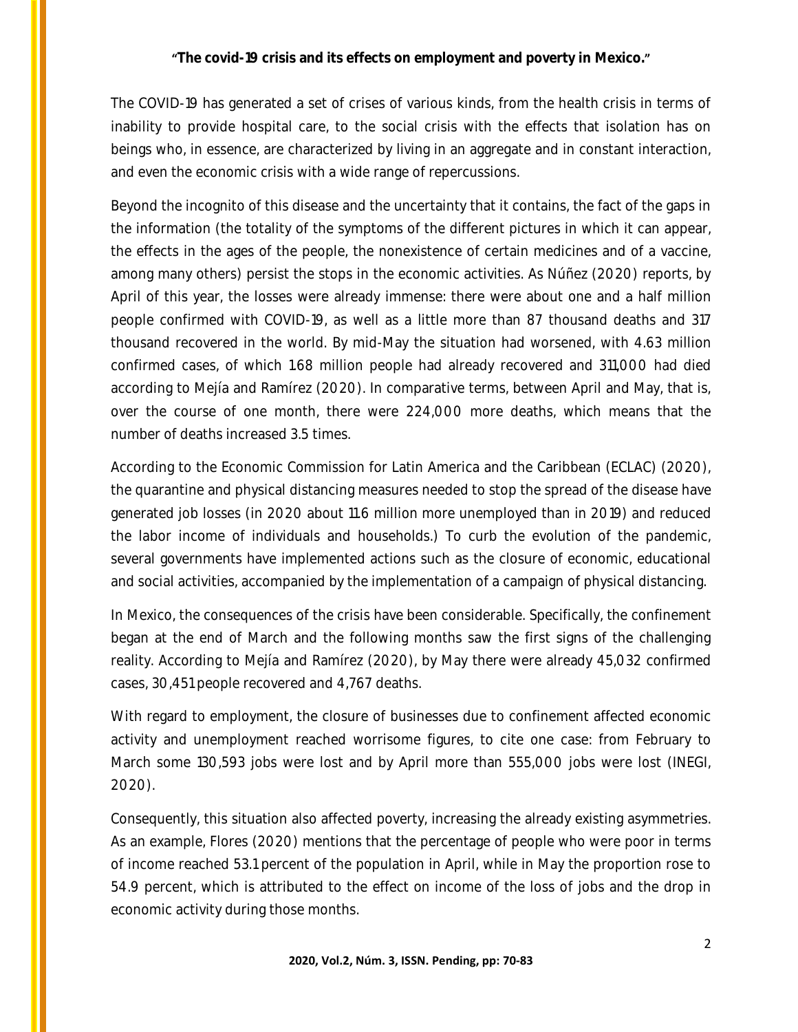**"The covid-19 crisis and its effects on employment and poverty in Mexico."**

The COVID-19 has generated a set of crises of various kinds, from the health crisis in terms of inability to provide hospital care, to the social crisis with the effects that isolation has on beings who, in essence, are characterized by living in an aggregate and in constant interaction, and even the economic crisis with a wide range of repercussions.

Beyond the incognito of this disease and the uncertainty that it contains, the fact of the gaps in the information (the totality of the symptoms of the different pictures in which it can appear, the effects in the ages of the people, the nonexistence of certain medicines and of a vaccine, among many others) persist the stops in the economic activities. As Núñez (2020) reports, by April of this year, the losses were already immense: there were about one and a half million people confirmed with COVID-19, as well as a little more than 87 thousand deaths and 317 thousand recovered in the world. By mid-May the situation had worsened, with 4.63 million confirmed cases, of which 1.68 million people had already recovered and 311,000 had died according to Mejía and Ramírez (2020). In comparative terms, between April and May, that is, over the course of one month, there were 224,000 more deaths, which means that the number of deaths increased 3.5 times.

According to the Economic Commission for Latin America and the Caribbean (ECLAC) (2020), the quarantine and physical distancing measures needed to stop the spread of the disease have generated job losses (in 2020 about 11.6 million more unemployed than in 2019) and reduced the labor income of individuals and households.) To curb the evolution of the pandemic, several governments have implemented actions such as the closure of economic, educational and social activities, accompanied by the implementation of a campaign of physical distancing.

In Mexico, the consequences of the crisis have been considerable. Specifically, the confinement began at the end of March and the following months saw the first signs of the challenging reality. According to Mejía and Ramírez (2020), by May there were already 45,032 confirmed cases, 30,451 people recovered and 4,767 deaths.

With regard to employment, the closure of businesses due to confinement affected economic activity and unemployment reached worrisome figures, to cite one case: from February to March some 130,593 jobs were lost and by April more than 555,000 jobs were lost (INEGI, 2020).

Consequently, this situation also affected poverty, increasing the already existing asymmetries. As an example, Flores (2020) mentions that the percentage of people who were poor in terms of income reached 53.1 percent of the population in April, while in May the proportion rose to 54.9 percent, which is attributed to the effect on income of the loss of jobs and the drop in economic activity during those months.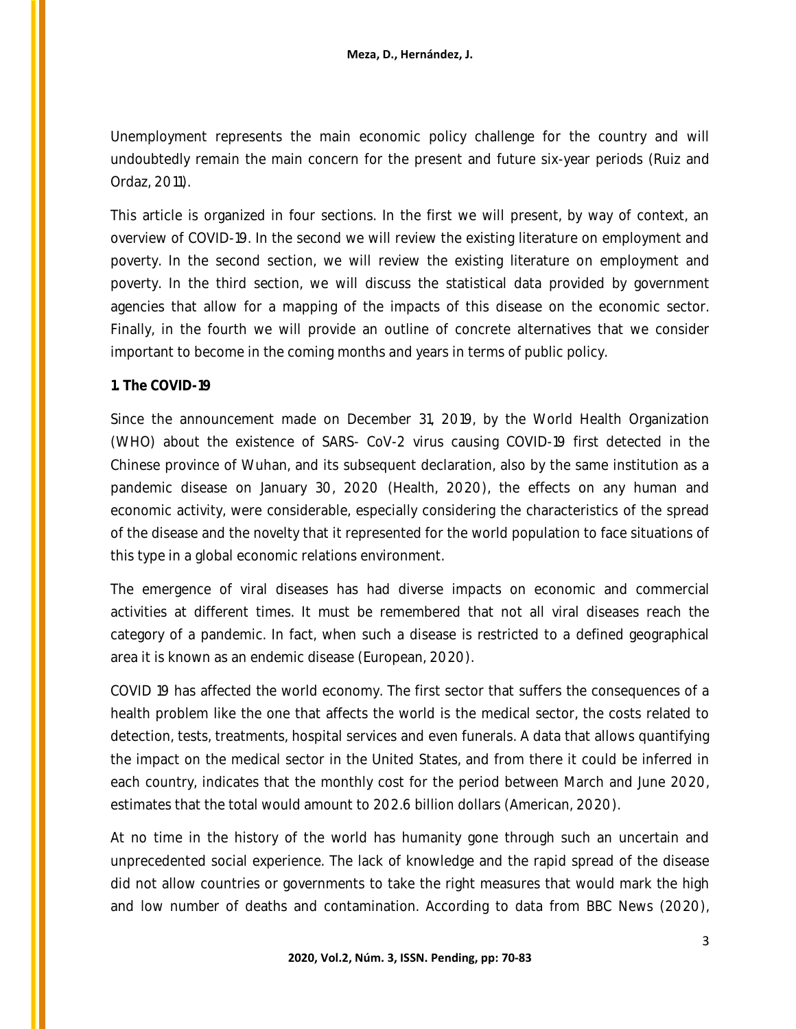Unemployment represents the main economic policy challenge for the country and will undoubtedly remain the main concern for the present and future six-year periods (Ruiz and Ordaz, 2011).

This article is organized in four sections. In the first we will present, by way of context, an overview of COVID-19. In the second we will review the existing literature on employment and poverty. In the second section, we will review the existing literature on employment and poverty. In the third section, we will discuss the statistical data provided by government agencies that allow for a mapping of the impacts of this disease on the economic sector. Finally, in the fourth we will provide an outline of concrete alternatives that we consider important to become in the coming months and years in terms of public policy.

## 1. The COVID-19

Since the announcement made on December 31, 2019, by the World Health Organization (WHO) about the existence of SARS- CoV-2 virus causing COVID-19 first detected in the Chinese province of Wuhan, and its subsequent declaration, also by the same institution as a pandemic disease on January 30, 2020 (Health, 2020), the effects on any human and economic activity, were considerable, especially considering the characteristics of the spread of the disease and the novelty that it represented for the world population to face situations of this type in a global economic relations environment.

The emergence of viral diseases has had diverse impacts on economic and commercial activities at different times. It must be remembered that not all viral diseases reach the category of a pandemic. In fact, when such a disease is restricted to a defined geographical area it is known as an endemic disease (European, 2020).

COVID 19 has affected the world economy. The first sector that suffers the consequences of a health problem like the one that affects the world is the medical sector, the costs related to detection, tests, treatments, hospital services and even funerals. A data that allows quantifying the impact on the medical sector in the United States, and from there it could be inferred in each country, indicates that the monthly cost for the period between March and June 2020, estimates that the total would amount to 202.6 billion dollars (American, 2020).

At no time in the history of the world has humanity gone through such an uncertain and unprecedented social experience. The lack of knowledge and the rapid spread of the disease did not allow countries or governments to take the right measures that would mark the high and low number of deaths and contamination. According to data from BBC News (2020),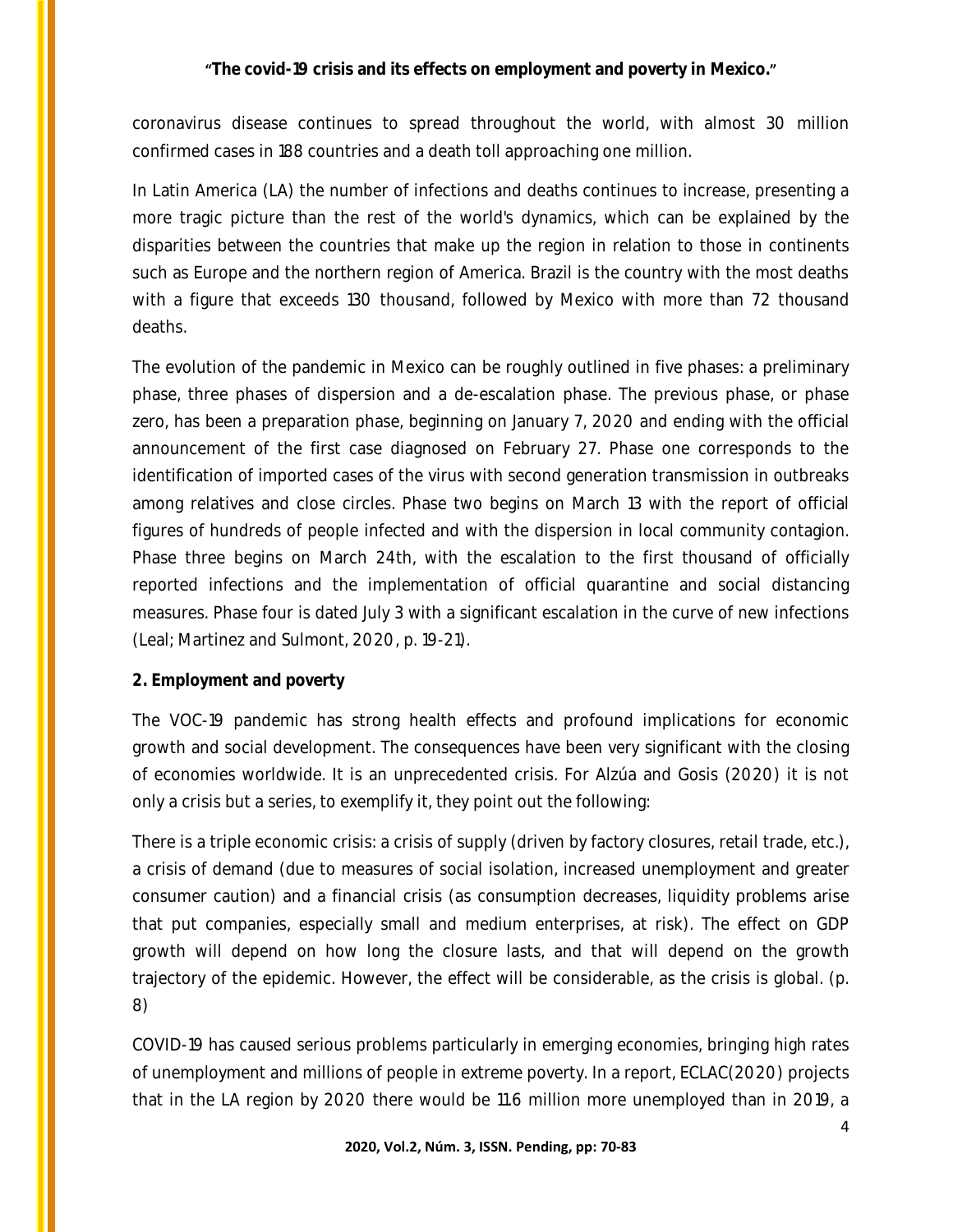coronavirus disease continues to spread throughout the world, with almost 30 million confirmed cases in 188 countries and a death toll approaching one million.

In Latin America (LA) the number of infections and deaths continues to increase, presenting a more tragic picture than the rest of the world's dynamics, which can be explained by the disparities between the countries that make up the region in relation to those in continents such as Europe and the northern region of America. Brazil is the country with the most deaths with a figure that exceeds 130 thousand, followed by Mexico with more than 72 thousand deaths.

The evolution of the pandemic in Mexico can be roughly outlined in five phases: a preliminary phase, three phases of dispersion and a de-escalation phase. The previous phase, or phase zero, has been a preparation phase, beginning on January 7, 2020 and ending with the official announcement of the first case diagnosed on February 27. Phase one corresponds to the identification of imported cases of the virus with second generation transmission in outbreaks among relatives and close circles. Phase two begins on March 13 with the report of official figures of hundreds of people infected and with the dispersion in local community contagion. Phase three begins on March 24th, with the escalation to the first thousand of officially reported infections and the implementation of official quarantine and social distancing measures. Phase four is dated July 3 with a significant escalation in the curve of new infections (Leal; Martinez and Sulmont, 2020, p. 19-21).

## 2. Employment and poverty

The VOC-19 pandemic has strong health effects and profound implications for economic growth and social development. The consequences have been very significant with the closing of economies worldwide. It is an unprecedented crisis. For Alzúa and Gosis (2020) it is not only a crisis but a series, to exemplify it, they point out the following:

There is a triple economic crisis: a crisis of supply (driven by factory closures, retail trade, etc.), a crisis of demand (due to measures of social isolation, increased unemployment and greater consumer caution) and a financial crisis (as consumption decreases, liquidity problems arise that put companies, especially small and medium enterprises, at risk). The effect on GDP growth will depend on how long the closure lasts, and that will depend on the growth trajectory of the epidemic. However, the effect will be considerable, as the crisis is global. (p. 8)

COVID-19 has caused serious problems particularly in emerging economies, bringing high rates of unemployment and millions of people in extreme poverty. In a report, ECLAC(2020) projects that in the LA region by 2020 there would be 11.6 million more unemployed than in 2019, a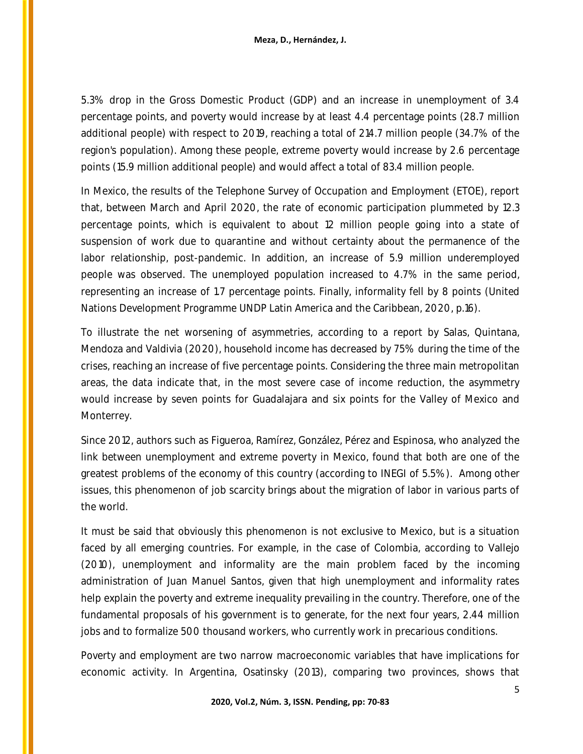5.3% drop in the Gross Domestic Product (GDP) and an increase in unemployment of 3.4 percentage points, and poverty would increase by at least 4.4 percentage points (28.7 million additional people) with respect to 2019, reaching a total of 214.7 million people (34.7% of the region's population). Among these people, extreme poverty would increase by 2.6 percentage points (15.9 million additional people) and would affect a total of 83.4 million people.

In Mexico, the results of the Telephone Survey of Occupation and Employment (ETOE), report that, between March and April 2020, the rate of economic participation plummeted by 12.3 percentage points, which is equivalent to about 12 million people going into a state of suspension of work due to quarantine and without certainty about the permanence of the labor relationship, post-pandemic. In addition, an increase of 5.9 million underemployed people was observed. The unemployed population increased to 4.7% in the same period, representing an increase of 1.7 percentage points. Finally, informality fell by 8 points (United Nations Development Programme UNDP Latin America and the Caribbean, 2020, p.16).

To illustrate the net worsening of asymmetries, according to a report by Salas, Quintana, Mendoza and Valdivia (2020), household income has decreased by 75% during the time of the crises, reaching an increase of five percentage points. Considering the three main metropolitan areas, the data indicate that, in the most severe case of income reduction, the asymmetry would increase by seven points for Guadalajara and six points for the Valley of Mexico and Monterrey.

Since 2012, authors such as Figueroa, Ramírez, González, Pérez and Espinosa, who analyzed the link between unemployment and extreme poverty in Mexico, found that both are one of the greatest problems of the economy of this country (according to INEGI of 5.5%). Among other issues, this phenomenon of job scarcity brings about the migration of labor in various parts of the world.

It must be said that obviously this phenomenon is not exclusive to Mexico, but is a situation faced by all emerging countries. For example, in the case of Colombia, according to Vallejo (2010), unemployment and informality are the main problem faced by the incoming administration of Juan Manuel Santos, given that high unemployment and informality rates help explain the poverty and extreme inequality prevailing in the country. Therefore, one of the fundamental proposals of his government is to generate, for the next four years, 2.44 million jobs and to formalize 500 thousand workers, who currently work in precarious conditions.

Poverty and employment are two narrow macroeconomic variables that have implications for economic activity. In Argentina, Osatinsky (2013), comparing two provinces, shows that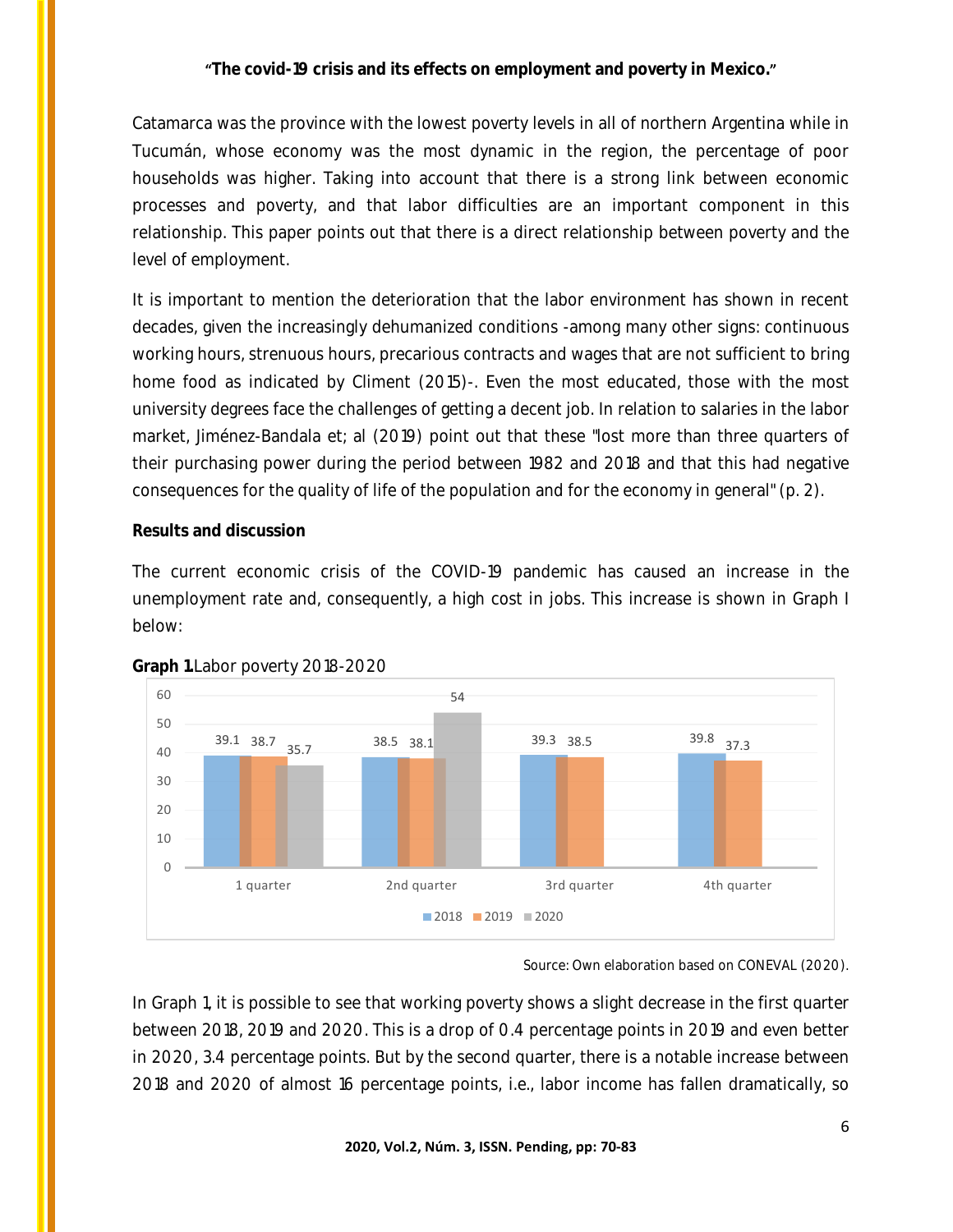Catamarca was the province with the lowest poverty levels in all of northern Argentina while in Tucumán, whose economy was the most dynamic in the region, the percentage of poor households was higher. Taking into account that there is a strong link between economic processes and poverty, and that labor difficulties are an important component in this relationship. This paper points out that there is a direct relationship between poverty and the level of employment.

It is important to mention the deterioration that the labor environment has shown in recent decades, given the increasingly dehumanized conditions -among many other signs: continuous working hours, strenuous hours, precarious contracts and wages that are not sufficient to bring home food as indicated by Climent (2015)-. Even the most educated, those with the most university degrees face the challenges of getting a decent job. In relation to salaries in the labor market, Jiménez-Bandala et; al (2019) point out that these "lost more than three quarters of their purchasing power during the period between 1982 and 2018 and that this had negative consequences for the quality of life of the population and for the economy in general" (p. 2).

**Results and discussion**

The current economic crisis of the COVID-19 pandemic has caused an increase in the unemployment rate and, consequently, a high cost in jobs. This increase is shown in Graph I below:

**Graph 1.** Labor poverty 2018-2020

| | 2018 | 2019 | 2020 |
|---|---|---|---|
| 1 quarter | 39.1 | 38.7 | 35.7 |
| 2nd quarter | 38.5 | 38.1 | 54 |
| 3rd quarter | 39.3 | 38.5 | |
| 4th quarter | 39.8 | 37.3 | |

Source: Own elaboration based on CONEVAL (2020).

In Graph 1, it is possible to see that working poverty shows a slight decrease in the first quarter between 2018, 2019 and 2020. This is a drop of 0.4 percentage points in 2019 and even better in 2020, 3.4 percentage points. But by the second quarter, there is a notable increase between 2018 and 2020 of almost 16 percentage points, i.e., labor income has fallen dramatically, so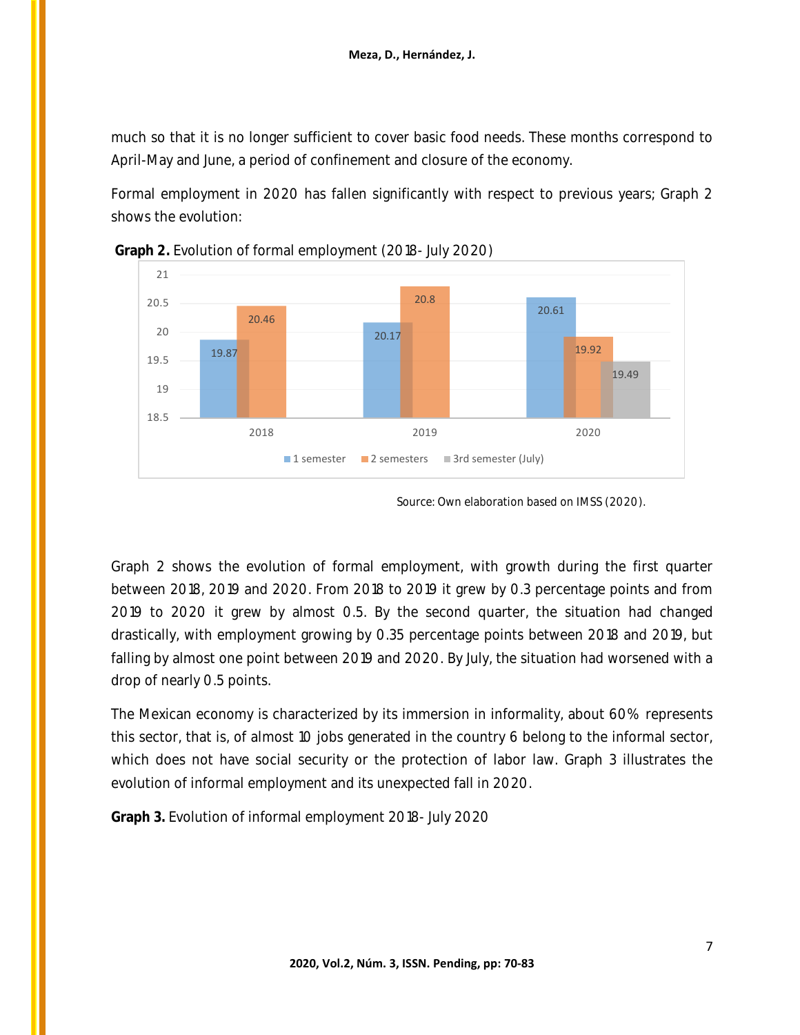much so that it is no longer sufficient to cover basic food needs. These months correspond to April-May and June, a period of confinement and closure of the economy.

Formal employment in 2020 has fallen significantly with respect to previous years; Graph 2 shows the evolution:

**Graph 2.** Evolution of formal employment (2018- July 2020)

| Year | 1 semester | 2 semesters | 3rd semester (July) |
|---|---|---|---|
| 2018 | 19.87 | 20.46 | |
| 2019 | 20.17 | 20.8 | |
| 2020 | 20.61 | 19.92 | 19.49 |

Source: Own elaboration based on IMSS (2020).

Graph 2 shows the evolution of formal employment, with growth during the first quarter between 2018, 2019 and 2020. From 2018 to 2019 it grew by 0.3 percentage points and from 2019 to 2020 it grew by almost 0.5. By the second quarter, the situation had changed drastically, with employment growing by 0.35 percentage points between 2018 and 2019, but falling by almost one point between 2019 and 2020. By July, the situation had worsened with a drop of nearly 0.5 points.

The Mexican economy is characterized by its immersion in informality, about 60% represents this sector, that is, of almost 10 jobs generated in the country 6 belong to the informal sector, which does not have social security or the protection of labor law. Graph 3 illustrates the evolution of informal employment and its unexpected fall in 2020.

**Graph 3.** Evolution of informal employment 2018- July 2020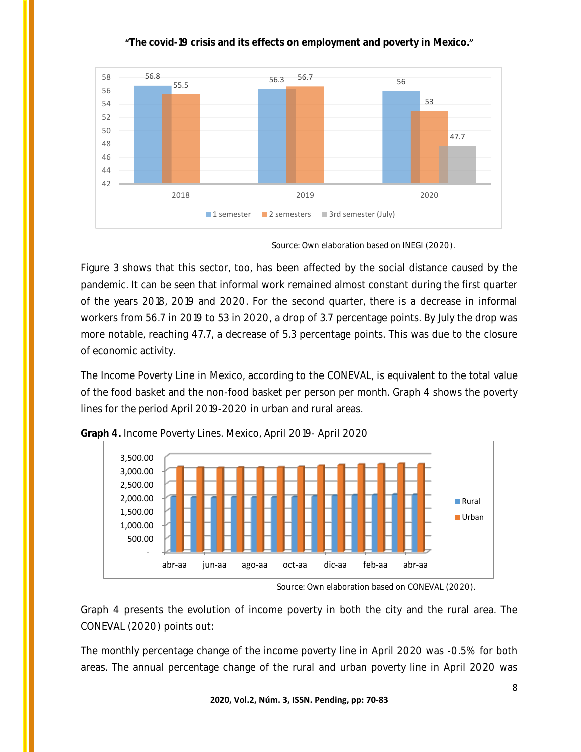"**The covid-19 crisis and its effects on employment and poverty in Mexico.**"

| | 1 semester | 2 semesters | 3rd semester (July) |
|---|---|---|---|
| 2018 | 56.8 | 55.5 | |
| 2019 | 56.3 | 56.7 | |
| 2020 | 56 | 53 | 47.7 |

Source: Own elaboration based on INEGI (2020).

Figure 3 shows that this sector, too, has been affected by the social distance caused by the pandemic. It can be seen that informal work remained almost constant during the first quarter of the years 2018, 2019 and 2020. For the second quarter, there is a decrease in informal workers from 56.7 in 2019 to 53 in 2020, a drop of 3.7 percentage points. By July the drop was more notable, reaching 47.7, a decrease of 5.3 percentage points. This was due to the closure of economic activity.

The Income Poverty Line in Mexico, according to the CONEVAL, is equivalent to the total value of the food basket and the non-food basket per person per month. Graph 4 shows the poverty lines for the period April 2019-2020 in urban and rural areas.

**Graph 4.** Income Poverty Lines. Mexico, April 2019- April 2020

Source: Own elaboration based on CONEVAL (2020).

Graph 4 presents the evolution of income poverty in both the city and the rural area. The CONEVAL (2020) points out:

The monthly percentage change of the income poverty line in April 2020 was -0.5% for both areas. The annual percentage change of the rural and urban poverty line in April 2020 was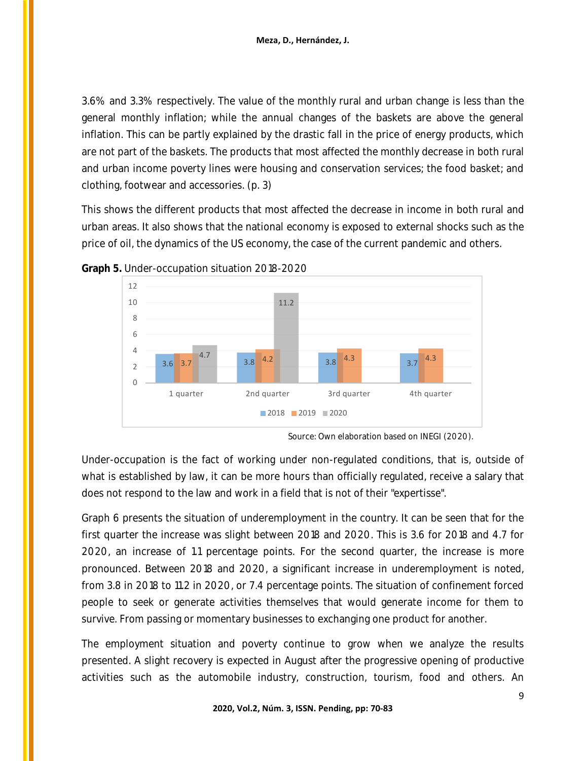3.6% and 3.3% respectively. The value of the monthly rural and urban change is less than the general monthly inflation; while the annual changes of the baskets are above the general inflation. This can be partly explained by the drastic fall in the price of energy products, which are not part of the baskets. The products that most affected the monthly decrease in both rural and urban income poverty lines were housing and conservation services; the food basket; and clothing, footwear and accessories. (p. 3)

This shows the different products that most affected the decrease in income in both rural and urban areas. It also shows that the national economy is exposed to external shocks such as the price of oil, the dynamics of the US economy, the case of the current pandemic and others.

**Graph 5.** Under-occupation situation 2018-2020

| | 2018 | 2019 | 2020 |
|---|---|---|---|
| 1 quarter | 3.6 | 3.7 | 4.7 |
| 2nd quarter | 3.8 | 4.2 | 11.2 |
| 3rd quarter | 3.8 | 4.3 | |
| 4th quarter | 3.7 | 4.3 | |

Source: Own elaboration based on INEGI (2020).

Under-occupation is the fact of working under non-regulated conditions, that is, outside of what is established by law, it can be more hours than officially regulated, receive a salary that does not respond to the law and work in a field that is not of their "expertisse".

Graph 6 presents the situation of underemployment in the country. It can be seen that for the first quarter the increase was slight between 2018 and 2020. This is 3.6 for 2018 and 4.7 for 2020, an increase of 1.1 percentage points. For the second quarter, the increase is more pronounced. Between 2018 and 2020, a significant increase in underemployment is noted, from 3.8 in 2018 to 11.2 in 2020, or 7.4 percentage points. The situation of confinement forced people to seek or generate activities themselves that would generate income for them to survive. From passing or momentary businesses to exchanging one product for another.

The employment situation and poverty continue to grow when we analyze the results presented. A slight recovery is expected in August after the progressive opening of productive activities such as the automobile industry, construction, tourism, food and others. An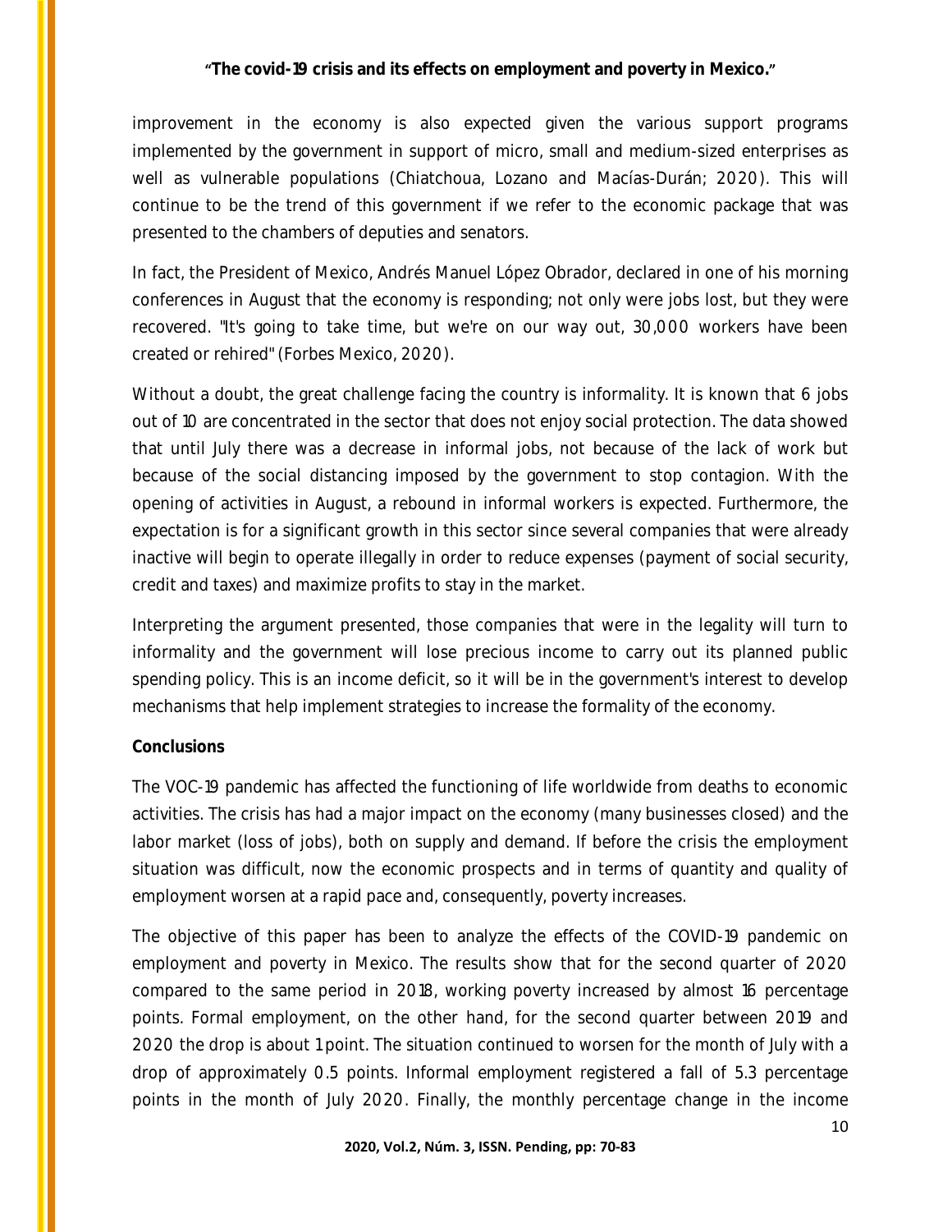improvement in the economy is also expected given the various support programs implemented by the government in support of micro, small and medium-sized enterprises as well as vulnerable populations (Chiatchoua, Lozano and Macías-Durán; 2020). This will continue to be the trend of this government if we refer to the economic package that was presented to the chambers of deputies and senators.

In fact, the President of Mexico, Andrés Manuel López Obrador, declared in one of his morning conferences in August that the economy is responding; not only were jobs lost, but they were recovered. "It's going to take time, but we're on our way out, 30,000 workers have been created or rehired" (Forbes Mexico, 2020).

Without a doubt, the great challenge facing the country is informality. It is known that 6 jobs out of 10 are concentrated in the sector that does not enjoy social protection. The data showed that until July there was a decrease in informal jobs, not because of the lack of work but because of the social distancing imposed by the government to stop contagion. With the opening of activities in August, a rebound in informal workers is expected. Furthermore, the expectation is for a significant growth in this sector since several companies that were already inactive will begin to operate illegally in order to reduce expenses (payment of social security, credit and taxes) and maximize profits to stay in the market.

Interpreting the argument presented, those companies that were in the legality will turn to informality and the government will lose precious income to carry out its planned public spending policy. This is an income deficit, so it will be in the government's interest to develop mechanisms that help implement strategies to increase the formality of the economy.

**Conclusions**

The VOC-19 pandemic has affected the functioning of life worldwide from deaths to economic activities. The crisis has had a major impact on the economy (many businesses closed) and the labor market (loss of jobs), both on supply and demand. If before the crisis the employment situation was difficult, now the economic prospects and in terms of quantity and quality of employment worsen at a rapid pace and, consequently, poverty increases.

The objective of this paper has been to analyze the effects of the COVID-19 pandemic on employment and poverty in Mexico. The results show that for the second quarter of 2020 compared to the same period in 2018, working poverty increased by almost 16 percentage points. Formal employment, on the other hand, for the second quarter between 2019 and 2020 the drop is about 1 point. The situation continued to worsen for the month of July with a drop of approximately 0.5 points. Informal employment registered a fall of 5.3 percentage points in the month of July 2020. Finally, the monthly percentage change in the income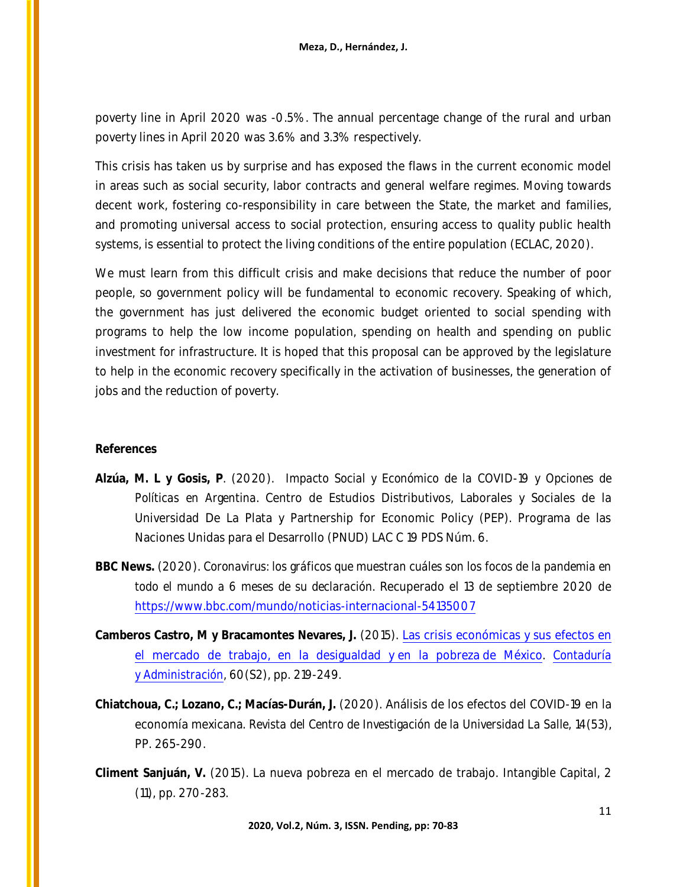poverty line in April 2020 was -0.5%. The annual percentage change of the rural and urban poverty lines in April 2020 was 3.6% and 3.3% respectively.

This crisis has taken us by surprise and has exposed the flaws in the current economic model in areas such as social security, labor contracts and general welfare regimes. Moving towards decent work, fostering co-responsibility in care between the State, the market and families, and promoting universal access to social protection, ensuring access to quality public health systems, is essential to protect the living conditions of the entire population (ECLAC, 2020).

We must learn from this difficult crisis and make decisions that reduce the number of poor people, so government policy will be fundamental to economic recovery. Speaking of which, the government has just delivered the economic budget oriented to social spending with programs to help the low income population, spending on health and spending on public investment for infrastructure. It is hoped that this proposal can be approved by the legislature to help in the economic recovery specifically in the activation of businesses, the generation of jobs and the reduction of poverty.

**References**

**Alzúa, M. L y Gosis, P**. (2020). Impacto Social y Económico de la COVID-19 y Opciones de Políticas en Argentina. Centro de Estudios Distributivos, Laborales y Sociales de la Universidad De La Plata y Partnership for Economic Policy (PEP). Programa de las Naciones Unidas para el Desarrollo (PNUD) LAC C 19 PDS Núm. 6.

**BBC News.** (2020). Coronavirus: los gráficos que muestran cuáles son los focos de la pandemia en todo el mundo a 6 meses de su declaración. Recuperado el 13 de septiembre 2020 de https://www.bbc.com/mundo/noticias-internacional-54135007

**Camberos Castro, M y Bracamontes Nevares, J.** (2015). Las crisis económicas y sus efectos en el mercado de trabajo, en la desigualdad y en la pobreza de México. Contaduría y Administración, 60(S2), pp. 219-249.

**Chiatchoua, C.; Lozano, C.; Macías-Durán, J.** (2020). Análisis de los efectos del COVID-19 en la economía mexicana. Revista del Centro de Investigación de la Universidad La Salle, 14(53), PP. 265-290.

**Climent Sanjuán, V.** (2015). La nueva pobreza en el mercado de trabajo. Intangible Capital, 2 (11), pp. 270-283.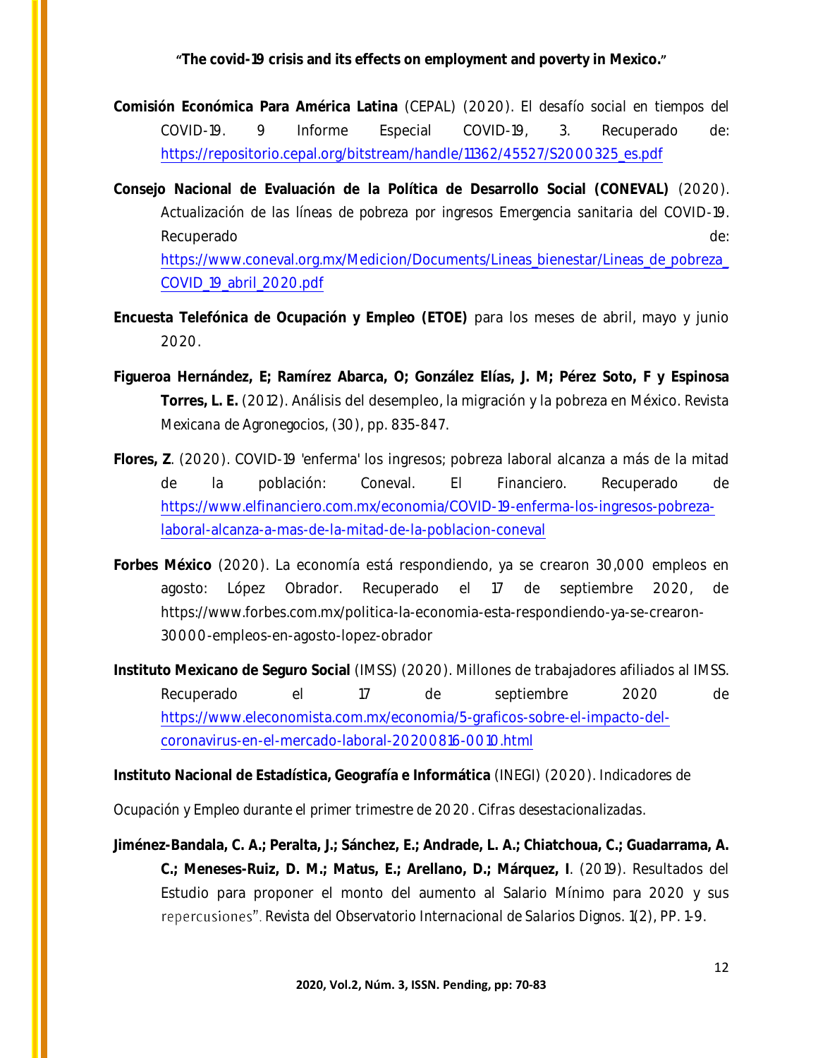**Comisión Económica Para América Latina** (CEPAL) (2020). El desafío social en tiempos del COVID-19. 9 Informe Especial COVID-19, 3. Recuperado de: https://repositorio.cepal.org/bitstream/handle/11362/45527/S2000325_es.pdf

**Consejo Nacional de Evaluación de la Política de Desarrollo Social (CONEVAL)** (2020). Actualización de las líneas de pobreza por ingresos Emergencia sanitaria del COVID-19. Recuperado de: https://www.coneval.org.mx/Medicion/Documents/Lineas_bienestar/Lineas_de_pobreza_COVID_19_abril_2020.pdf

**Encuesta Telefónica de Ocupación y Empleo (ETOE)** para los meses de abril, mayo y junio 2020.

**Figueroa Hernández, E; Ramírez Abarca, O; González Elías, J. M; Pérez Soto, F y Espinosa Torres, L. E.** (2012). Análisis del desempleo, la migración y la pobreza en México. Revista Mexicana de Agronegocios, (30), pp. 835-847.

**Flores, Z**. (2020). COVID-19 'enferma' los ingresos; pobreza laboral alcanza a más de la mitad de la población: Coneval. El Financiero. Recuperado de https://www.elfinanciero.com.mx/economia/COVID-19-enferma-los-ingresos-pobreza-laboral-alcanza-a-mas-de-la-mitad-de-la-poblacion-coneval

**Forbes México** (2020). La economía está respondiendo, ya se crearon 30,000 empleos en agosto: López Obrador. Recuperado el 17 de septiembre 2020, de https://www.forbes.com.mx/politica-la-economia-esta-respondiendo-ya-se-crearon-30000-empleos-en-agosto-lopez-obrador

**Instituto Mexicano de Seguro Social** (IMSS) (2020). Millones de trabajadores afiliados al IMSS. Recuperado el 17 de septiembre 2020 de https://www.eleconomista.com.mx/economia/5-graficos-sobre-el-impacto-del-coronavirus-en-el-mercado-laboral-20200816-0010.html

**Instituto Nacional de Estadística, Geografía e Informática** (INEGI) (2020). Indicadores de Ocupación y Empleo durante el primer trimestre de 2020. Cifras desestacionalizadas.

**Jiménez-Bandala, C. A.; Peralta, J.; Sánchez, E.; Andrade, L. A.; Chiatchoua, C.; Guadarrama, A. C.; Meneses-Ruiz, D. M.; Matus, E.; Arellano, D.; Márquez, I**. (2019). Resultados del Estudio para proponer el monto del aumento al Salario Mínimo para 2020 y sus repercusiones". Revista del Observatorio Internacional de Salarios Dignos. 1(2), PP. 1-9.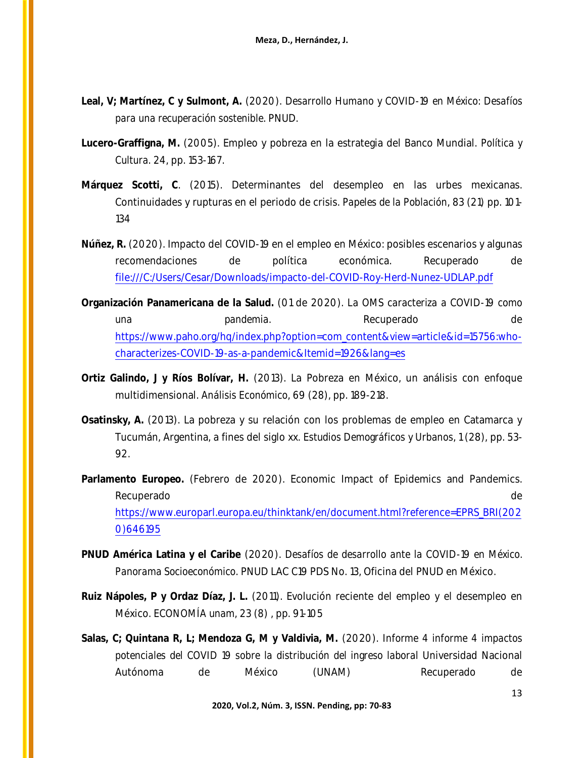**Leal, V; Martínez, C y Sulmont, A.** (2020). Desarrollo Humano y COVID-19 en México: Desafíos para una recuperación sostenible. PNUD.

**Lucero-Graffigna, M.** (2005). Empleo y pobreza en la estrategia del Banco Mundial. Política y Cultura. 24, pp. 153-167.

**Márquez Scotti, C**. (2015). Determinantes del desempleo en las urbes mexicanas. Continuidades y rupturas en el periodo de crisis. Papeles de la Población, 83 (21) pp. 101-134

**Núñez, R.** (2020). Impacto del COVID-19 en el empleo en México: posibles escenarios y algunas recomendaciones de política económica. Recuperado de file:///C:/Users/Cesar/Downloads/impacto-del-COVID-Roy-Herd-Nunez-UDLAP.pdf

**Organización Panamericana de la Salud.** (01 de 2020). La OMS caracteriza a COVID-19 como una pandemia. Recuperado de https://www.paho.org/hq/index.php?option=com_content&view=article&id=15756:who-characterizes-COVID-19-as-a-pandemic&Itemid=1926&lang=es

**Ortiz Galindo, J y Ríos Bolívar, H.** (2013). La Pobreza en México, un análisis con enfoque multidimensional. Análisis Económico, 69 (28), pp. 189-218.

**Osatinsky, A.** (2013). La pobreza y su relación con los problemas de empleo en Catamarca y Tucumán, Argentina, a fines del siglo xx. Estudios Demográficos y Urbanos, 1 (28), pp. 53-92.

**Parlamento Europeo.** (Febrero de 2020). Economic Impact of Epidemics and Pandemics. Recuperado de https://www.europarl.europa.eu/thinktank/en/document.html?reference=EPRS_BRI(2020)646195

**PNUD América Latina y el Caribe** (2020). Desafíos de desarrollo ante la COVID-19 en México. Panorama Socioeconómico. PNUD LAC C19 PDS No. 13, Oficina del PNUD en México.

**Ruiz Nápoles, P y Ordaz Díaz, J. L.** (2011). Evolución reciente del empleo y el desempleo en México. ECONOMÍA unam, 23 (8) , pp. 91-105

**Salas, C; Quintana R, L; Mendoza G, M y Valdivia, M.** (2020). Informe 4 informe 4 impactos potenciales del COVID 19 sobre la distribución del ingreso laboral Universidad Nacional Autónoma de México (UNAM) Recuperado de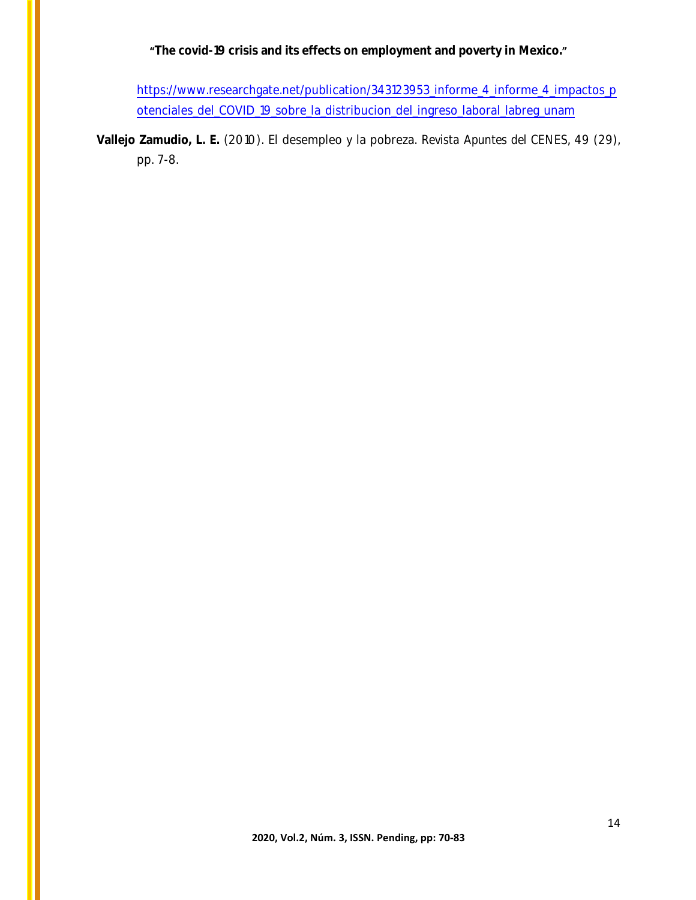https://www.researchgate.net/publication/343123953_informe_4_informe_4_impactos_potenciales_del_COVID_19_sobre_la_distribucion_del_ingreso_laboral_labreg_unam

**Vallejo Zamudio, L. E.** (2010). El desempleo y la pobreza. Revista Apuntes del CENES, 49 (29), pp. 7-8.